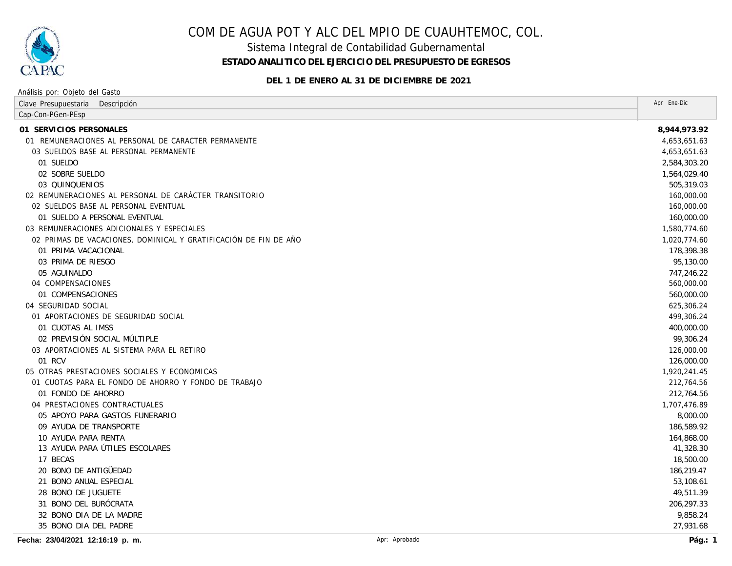# COM DE AGUA POT Y ALC DEL MPIO DE CUAUHTEMOC, COL.

## Sistema Integral de Contabilidad Gubernamental

### ESTADO ANALITICO DEL EJERCICIO DEL PRESUPUESTO DE EGRESOS

**DEL 1 DE ENERO AL 31 DE DICIEMBRE DE 2021**

Análisis por: Objeto del Gasto

| Clave Presupuestaria Descripción<br>Cap-Con-PGen-PEsp | Apr Ene-Dic |
|---|---|
| **01 SERVICIOS PERSONALES** | **8,944,973.92** |
| 01 REMUNERACIONES AL PERSONAL DE CARACTER PERMANENTE | 4,653,651.63 |
| 03 SUELDOS BASE AL PERSONAL PERMANENTE | 4,653,651.63 |
| 01 SUELDO | 2,584,303.20 |
| 02 SOBRE SUELDO | 1,564,029.40 |
| 03 QUINQUENIOS | 505,319.03 |
| 02 REMUNERACIONES AL PERSONAL DE CARÁCTER TRANSITORIO | 160,000.00 |
| 02 SUELDOS BASE AL PERSONAL EVENTUAL | 160,000.00 |
| 01 SUELDO A PERSONAL EVENTUAL | 160,000.00 |
| 03 REMUNERACIONES ADICIONALES Y ESPECIALES | 1,580,774.60 |
| 02 PRIMAS DE VACACIONES, DOMINICAL Y GRATIFICACIÓN DE FIN DE AÑO | 1,020,774.60 |
| 01 PRIMA VACACIONAL | 178,398.38 |
| 03 PRIMA DE RIESGO | 95,130.00 |
| 05 AGUINALDO | 747,246.22 |
| 04 COMPENSACIONES | 560,000.00 |
| 01 COMPENSACIONES | 560,000.00 |
| 04 SEGURIDAD SOCIAL | 625,306.24 |
| 01 APORTACIONES DE SEGURIDAD SOCIAL | 499,306.24 |
| 01 CUOTAS AL IMSS | 400,000.00 |
| 02 PREVISIÓN SOCIAL MÚLTIPLE | 99,306.24 |
| 03 APORTACIONES AL SISTEMA PARA EL RETIRO | 126,000.00 |
| 01 RCV | 126,000.00 |
| 05 OTRAS PRESTACIONES SOCIALES Y ECONOMICAS | 1,920,241.45 |
| 01 CUOTAS PARA EL FONDO DE AHORRO Y FONDO DE TRABAJO | 212,764.56 |
| 01 FONDO DE AHORRO | 212,764.56 |
| 04 PRESTACIONES CONTRACTUALES | 1,707,476.89 |
| 05 APOYO PARA GASTOS FUNERARIO | 8,000.00 |
| 09 AYUDA DE TRANSPORTE | 186,589.92 |
| 10 AYUDA PARA RENTA | 164,868.00 |
| 13 AYUDA PARA ÚTILES ESCOLARES | 41,328.30 |
| 17 BECAS | 18,500.00 |
| 20 BONO DE ANTIGÜEDAD | 186,219.47 |
| 21 BONO ANUAL ESPECIAL | 53,108.61 |
| 28 BONO DE JUGUETE | 49,511.39 |
| 31 BONO DEL BURÓCRATA | 206,297.33 |
| 32 BONO DIA DE LA MADRE | 9,858.24 |
| 35 BONO DIA DEL PADRE | 27,931.68 |

**Fecha: 23/04/2021 12:16:19 p. m.** Apr: Aprobado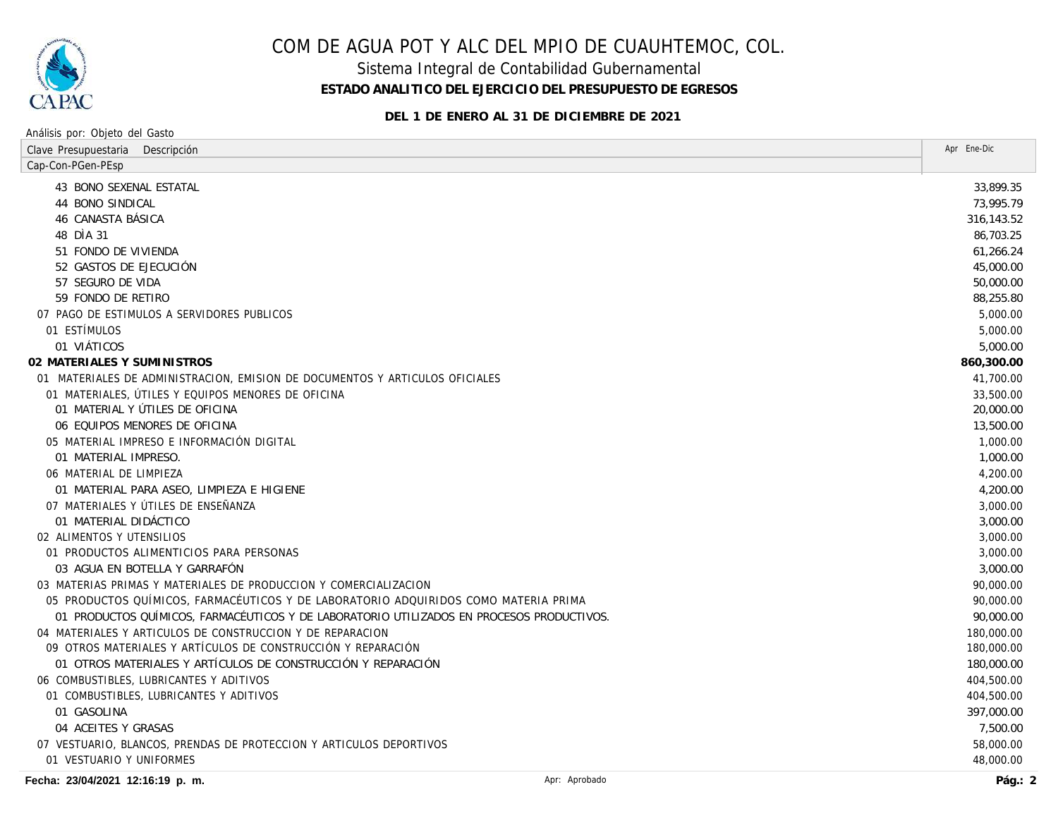# COM DE AGUA POT Y ALC DEL MPIO DE CUAUHTEMOC, COL.

## Sistema Integral de Contabilidad Gubernamental

### ESTADO ANALITICO DEL EJERCICIO DEL PRESUPUESTO DE EGRESOS

**DEL 1 DE ENERO AL 31 DE DICIEMBRE DE 2021**

Análisis por: Objeto del Gasto

| Clave Presupuestaria Descripción<br>Cap-Con-PGen-PEsp | Apr Ene-Dic |
|---|---|
| 43 BONO SEXENAL ESTATAL | 33,899.35 |
| 44 BONO SINDICAL | 73,995.79 |
| 46 CANASTA BÁSICA | 316,143.52 |
| 48 DÌA 31 | 86,703.25 |
| 51 FONDO DE VIVIENDA | 61,266.24 |
| 52 GASTOS DE EJECUCIÓN | 45,000.00 |
| 57 SEGURO DE VIDA | 50,000.00 |
| 59 FONDO DE RETIRO | 88,255.80 |
| 07 PAGO DE ESTIMULOS A SERVIDORES PUBLICOS | 5,000.00 |
| 01 ESTÍMULOS | 5,000.00 |
| 01 VIÁTICOS | 5,000.00 |
| **02 MATERIALES Y SUMINISTROS** | **860,300.00** |
| 01 MATERIALES DE ADMINISTRACION, EMISION DE DOCUMENTOS Y ARTICULOS OFICIALES | 41,700.00 |
| 01 MATERIALES, ÚTILES Y EQUIPOS MENORES DE OFICINA | 33,500.00 |
| 01 MATERIAL Y ÚTILES DE OFICINA | 20,000.00 |
| 06 EQUIPOS MENORES DE OFICINA | 13,500.00 |
| 05 MATERIAL IMPRESO E INFORMACIÓN DIGITAL | 1,000.00 |
| 01 MATERIAL IMPRESO. | 1,000.00 |
| 06 MATERIAL DE LIMPIEZA | 4,200.00 |
| 01 MATERIAL PARA ASEO, LIMPIEZA E HIGIENE | 4,200.00 |
| 07 MATERIALES Y ÚTILES DE ENSEÑANZA | 3,000.00 |
| 01 MATERIAL DIDÁCTICO | 3,000.00 |
| 02 ALIMENTOS Y UTENSILIOS | 3,000.00 |
| 01 PRODUCTOS ALIMENTICIOS PARA PERSONAS | 3,000.00 |
| 03 AGUA EN BOTELLA Y GARRAFÓN | 3,000.00 |
| 03 MATERIAS PRIMAS Y MATERIALES DE PRODUCCION Y COMERCIALIZACION | 90,000.00 |
| 05 PRODUCTOS QUÍMICOS, FARMACÉUTICOS Y DE LABORATORIO ADQUIRIDOS COMO MATERIA PRIMA | 90,000.00 |
| 01 PRODUCTOS QUÍMICOS, FARMACÉUTICOS Y DE LABORATORIO UTILIZADOS EN PROCESOS PRODUCTIVOS. | 90,000.00 |
| 04 MATERIALES Y ARTICULOS DE CONSTRUCCION Y DE REPARACION | 180,000.00 |
| 09 OTROS MATERIALES Y ARTÍCULOS DE CONSTRUCCIÓN Y REPARACIÓN | 180,000.00 |
| 01 OTROS MATERIALES Y ARTÍCULOS DE CONSTRUCCIÓN Y REPARACIÓN | 180,000.00 |
| 06 COMBUSTIBLES, LUBRICANTES Y ADITIVOS | 404,500.00 |
| 01 COMBUSTIBLES, LUBRICANTES Y ADITIVOS | 404,500.00 |
| 01 GASOLINA | 397,000.00 |
| 04 ACEITES Y GRASAS | 7,500.00 |
| 07 VESTUARIO, BLANCOS, PRENDAS DE PROTECCION Y ARTICULOS DEPORTIVOS | 58,000.00 |
| 01 VESTUARIO Y UNIFORMES | 48,000.00 |

**Fecha: 23/04/2021 12:16:19 p. m.** Apr: Aprobado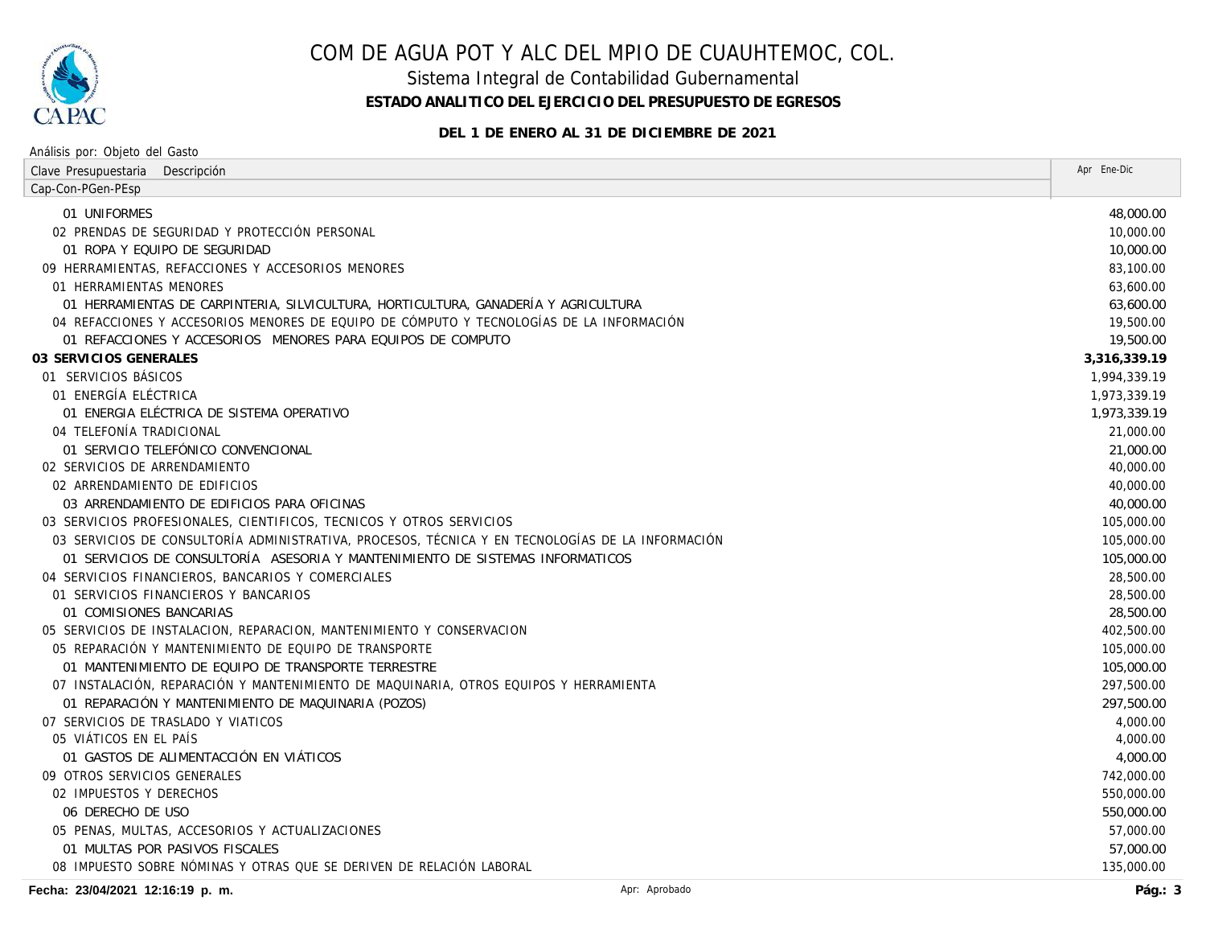# COM DE AGUA POT Y ALC DEL MPIO DE CUAUHTEMOC, COL.

## Sistema Integral de Contabilidad Gubernamental

### ESTADO ANALITICO DEL EJERCICIO DEL PRESUPUESTO DE EGRESOS

**DEL 1 DE ENERO AL 31 DE DICIEMBRE DE 2021**

Análisis por: Objeto del Gasto

| Clave Presupuestaria Descripción<br>Cap-Con-PGen-PEsp | Apr Ene-Dic |
|---|---|
| 01 UNIFORMES | 48,000.00 |
| 02 PRENDAS DE SEGURIDAD Y PROTECCIÓN PERSONAL | 10,000.00 |
| 01 ROPA Y EQUIPO DE SEGURIDAD | 10,000.00 |
| 09 HERRAMIENTAS, REFACCIONES Y ACCESORIOS MENORES | 83,100.00 |
| 01 HERRAMIENTAS MENORES | 63,600.00 |
| 01 HERRAMIENTAS DE CARPINTERIA, SILVICULTURA, HORTICULTURA, GANADERÍA Y AGRICULTURA | 63,600.00 |
| 04 REFACCIONES Y ACCESORIOS MENORES DE EQUIPO DE CÓMPUTO Y TECNOLOGÍAS DE LA INFORMACIÓN | 19,500.00 |
| 01 REFACCIONES Y ACCESORIOS MENORES PARA EQUIPOS DE COMPUTO | 19,500.00 |
| **03 SERVICIOS GENERALES** | **3,316,339.19** |
| 01 SERVICIOS BÁSICOS | 1,994,339.19 |
| 01 ENERGÍA ELÉCTRICA | 1,973,339.19 |
| 01 ENERGIA ELÉCTRICA DE SISTEMA OPERATIVO | 1,973,339.19 |
| 04 TELEFONÍA TRADICIONAL | 21,000.00 |
| 01 SERVICIO TELEFÓNICO CONVENCIONAL | 21,000.00 |
| 02 SERVICIOS DE ARRENDAMIENTO | 40,000.00 |
| 02 ARRENDAMIENTO DE EDIFICIOS | 40,000.00 |
| 03 ARRENDAMIENTO DE EDIFICIOS PARA OFICINAS | 40,000.00 |
| 03 SERVICIOS PROFESIONALES, CIENTIFICOS, TECNICOS Y OTROS SERVICIOS | 105,000.00 |
| 03 SERVICIOS DE CONSULTORÍA ADMINISTRATIVA, PROCESOS, TÉCNICA Y EN TECNOLOGÍAS DE LA INFORMACIÓN | 105,000.00 |
| 01 SERVICIOS DE CONSULTORÍA ASESORIA Y MANTENIMIENTO DE SISTEMAS INFORMATICOS | 105,000.00 |
| 04 SERVICIOS FINANCIEROS, BANCARIOS Y COMERCIALES | 28,500.00 |
| 01 SERVICIOS FINANCIEROS Y BANCARIOS | 28,500.00 |
| 01 COMISIONES BANCARIAS | 28,500.00 |
| 05 SERVICIOS DE INSTALACION, REPARACION, MANTENIMIENTO Y CONSERVACION | 402,500.00 |
| 05 REPARACIÓN Y MANTENIMIENTO DE EQUIPO DE TRANSPORTE | 105,000.00 |
| 01 MANTENIMIENTO DE EQUIPO DE TRANSPORTE TERRESTRE | 105,000.00 |
| 07 INSTALACIÓN, REPARACIÓN Y MANTENIMIENTO DE MAQUINARIA, OTROS EQUIPOS Y HERRAMIENTA | 297,500.00 |
| 01 REPARACIÓN Y MANTENIMIENTO DE MAQUINARIA (POZOS) | 297,500.00 |
| 07 SERVICIOS DE TRASLADO Y VIATICOS | 4,000.00 |
| 05 VIÁTICOS EN EL PAÍS | 4,000.00 |
| 01 GASTOS DE ALIMENTACCIÓN EN VIÁTICOS | 4,000.00 |
| 09 OTROS SERVICIOS GENERALES | 742,000.00 |
| 02 IMPUESTOS Y DERECHOS | 550,000.00 |
| 06 DERECHO DE USO | 550,000.00 |
| 05 PENAS, MULTAS, ACCESORIOS Y ACTUALIZACIONES | 57,000.00 |
| 01 MULTAS POR PASIVOS FISCALES | 57,000.00 |
| 08 IMPUESTO SOBRE NÓMINAS Y OTRAS QUE SE DERIVEN DE RELACIÓN LABORAL | 135,000.00 |

**Fecha: 23/04/2021 12:16:19 p. m.** Apr: Aprobado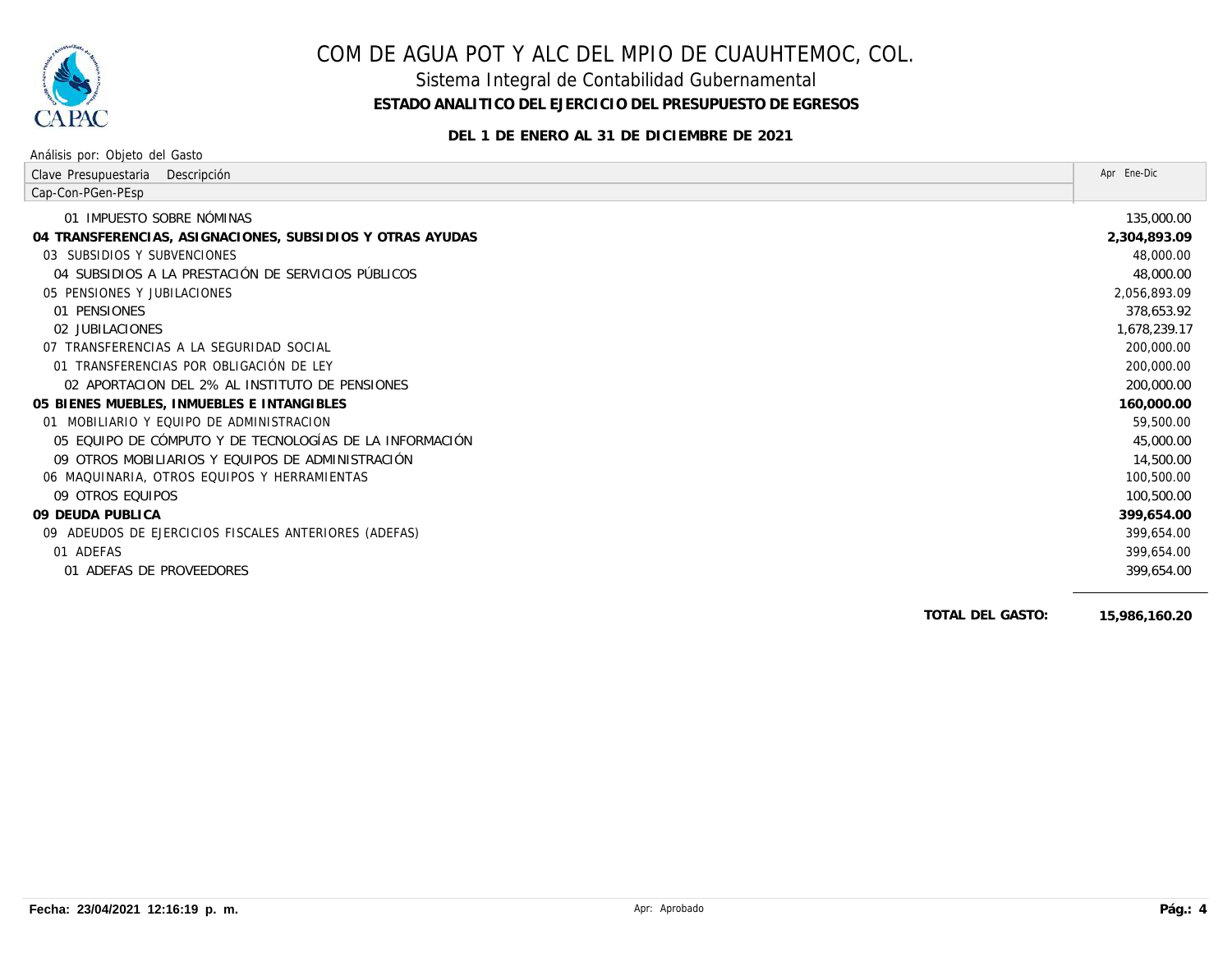# COM DE AGUA POT Y ALC DEL MPIO DE CUAUHTEMOC, COL.

## Sistema Integral de Contabilidad Gubernamental

**ESTADO ANALITICO DEL EJERCICIO DEL PRESUPUESTO DE EGRESOS**

**DEL 1 DE ENERO AL 31 DE DICIEMBRE DE 2021**

Análisis por: Objeto del Gasto

| Clave Presupuestaria Descripción<br>Cap-Con-PGen-PEsp | Apr Ene-Dic |
|---|---|
| 01 IMPUESTO SOBRE NÓMINAS | 135,000.00 |
| **04 TRANSFERENCIAS, ASIGNACIONES, SUBSIDIOS Y OTRAS AYUDAS** | **2,304,893.09** |
| 03 SUBSIDIOS Y SUBVENCIONES | 48,000.00 |
| 04 SUBSIDIOS A LA PRESTACIÓN DE SERVICIOS PÚBLICOS | 48,000.00 |
| 05 PENSIONES Y JUBILACIONES | 2,056,893.09 |
| 01 PENSIONES | 378,653.92 |
| 02 JUBILACIONES | 1,678,239.17 |
| 07 TRANSFERENCIAS A LA SEGURIDAD SOCIAL | 200,000.00 |
| 01 TRANSFERENCIAS POR OBLIGACIÓN DE LEY | 200,000.00 |
| 02 APORTACION DEL 2% AL INSTITUTO DE PENSIONES | 200,000.00 |
| **05 BIENES MUEBLES, INMUEBLES E INTANGIBLES** | **160,000.00** |
| 01 MOBILIARIO Y EQUIPO DE ADMINISTRACION | 59,500.00 |
| 05 EQUIPO DE CÓMPUTO Y DE TECNOLOGÍAS DE LA INFORMACIÓN | 45,000.00 |
| 09 OTROS MOBILIARIOS Y EQUIPOS DE ADMINISTRACIÓN | 14,500.00 |
| 06 MAQUINARIA, OTROS EQUIPOS Y HERRAMIENTAS | 100,500.00 |
| 09 OTROS EQUIPOS | 100,500.00 |
| **09 DEUDA PUBLICA** | **399,654.00** |
| 09 ADEUDOS DE EJERCICIOS FISCALES ANTERIORES (ADEFAS) | 399,654.00 |
| 01 ADEFAS | 399,654.00 |
| 01 ADEFAS DE PROVEEDORES | 399,654.00 |
| **TOTAL DEL GASTO:** | **15,986,160.20** |

**Fecha: 23/04/2021 12:16:19 p. m.**

Apr: Aprobado